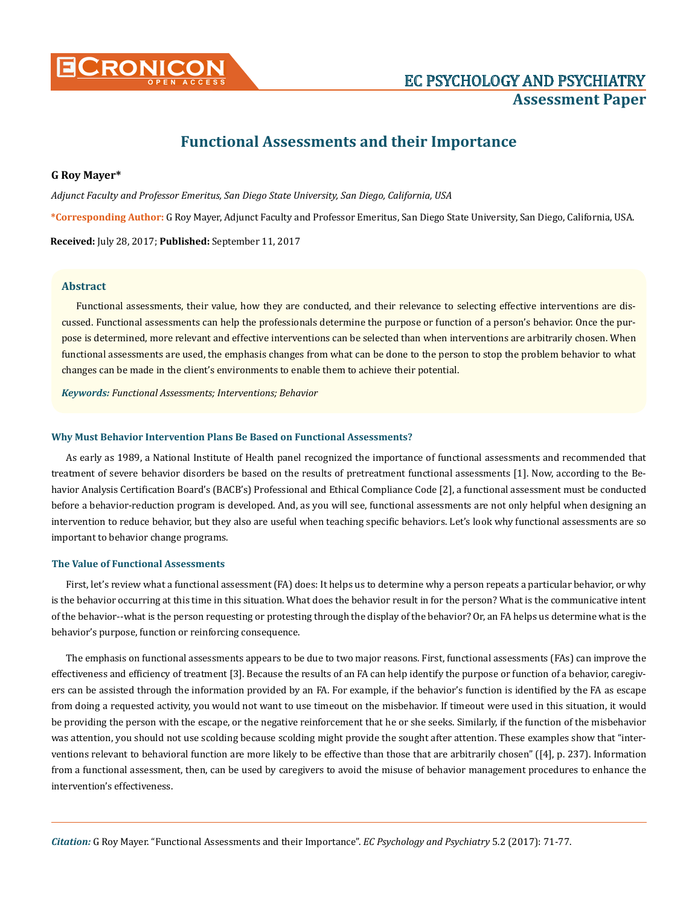# Functional Assessments and their Importance

**G Roy Mayer***

*Adjunct Faculty and Professor Emeritus, San Diego State University, San Diego, California, USA*

**\*Corresponding Author:** G Roy Mayer, Adjunct Faculty and Professor Emeritus, San Diego State University, San Diego, California, USA.

**Received:** July 28, 2017; **Published:** September 11, 2017

## Abstract

Functional assessments, their value, how they are conducted, and their relevance to selecting effective interventions are discussed. Functional assessments can help the professionals determine the purpose or function of a person's behavior. Once the purpose is determined, more relevant and effective interventions can be selected than when interventions are arbitrarily chosen. When functional assessments are used, the emphasis changes from what can be done to the person to stop the problem behavior to what changes can be made in the client's environments to enable them to achieve their potential.

***Keywords:*** *Functional Assessments; Interventions; Behavior*

### Why Must Behavior Intervention Plans Be Based on Functional Assessments?

As early as 1989, a National Institute of Health panel recognized the importance of functional assessments and recommended that treatment of severe behavior disorders be based on the results of pretreatment functional assessments [1]. Now, according to the Behavior Analysis Certification Board's (BACB's) Professional and Ethical Compliance Code [2], a functional assessment must be conducted before a behavior-reduction program is developed. And, as you will see, functional assessments are not only helpful when designing an intervention to reduce behavior, but they also are useful when teaching specific behaviors. Let's look why functional assessments are so important to behavior change programs.

### The Value of Functional Assessments

First, let's review what a functional assessment (FA) does: It helps us to determine why a person repeats a particular behavior, or why is the behavior occurring at this time in this situation. What does the behavior result in for the person? What is the communicative intent of the behavior--what is the person requesting or protesting through the display of the behavior? Or, an FA helps us determine what is the behavior's purpose, function or reinforcing consequence.

The emphasis on functional assessments appears to be due to two major reasons. First, functional assessments (FAs) can improve the effectiveness and efficiency of treatment [3]. Because the results of an FA can help identify the purpose or function of a behavior, caregivers can be assisted through the information provided by an FA. For example, if the behavior's function is identified by the FA as escape from doing a requested activity, you would not want to use timeout on the misbehavior. If timeout were used in this situation, it would be providing the person with the escape, or the negative reinforcement that he or she seeks. Similarly, if the function of the misbehavior was attention, you should not use scolding because scolding might provide the sought after attention. These examples show that "interventions relevant to behavioral function are more likely to be effective than those that are arbitrarily chosen" ([4], p. 237). Information from a functional assessment, then, can be used by caregivers to avoid the misuse of behavior management procedures to enhance the intervention's effectiveness.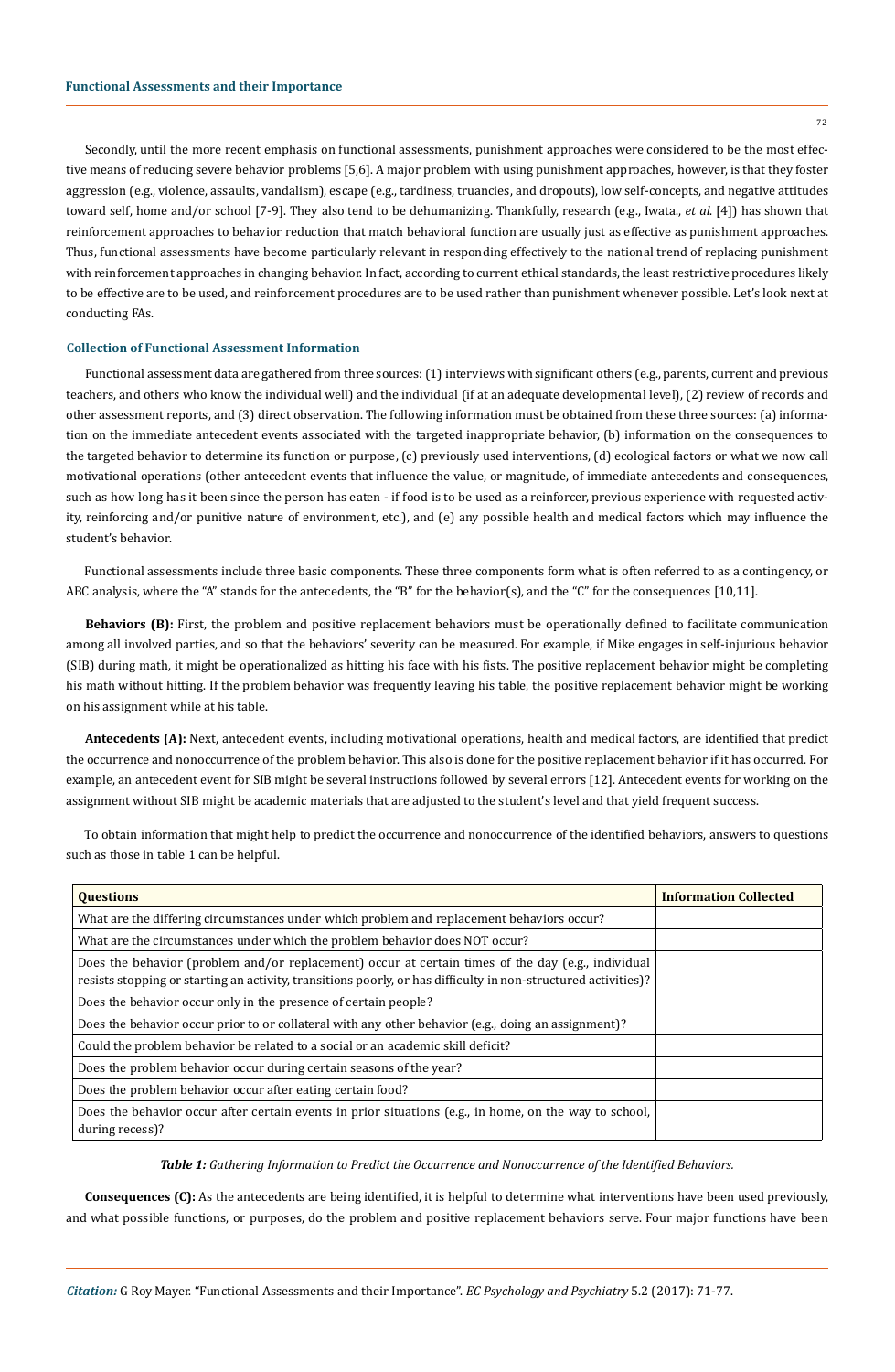Secondly, until the more recent emphasis on functional assessments, punishment approaches were considered to be the most effective means of reducing severe behavior problems [5,6]. A major problem with using punishment approaches, however, is that they foster aggression (e.g., violence, assaults, vandalism), escape (e.g., tardiness, truancies, and dropouts), low self-concepts, and negative attitudes toward self, home and/or school [7-9]. They also tend to be dehumanizing. Thankfully, research (e.g., Iwata., *et al.* [4]) has shown that reinforcement approaches to behavior reduction that match behavioral function are usually just as effective as punishment approaches. Thus, functional assessments have become particularly relevant in responding effectively to the national trend of replacing punishment with reinforcement approaches in changing behavior. In fact, according to current ethical standards, the least restrictive procedures likely to be effective are to be used, and reinforcement procedures are to be used rather than punishment whenever possible. Let's look next at conducting FAs.

## Collection of Functional Assessment Information

Functional assessment data are gathered from three sources: (1) interviews with significant others (e.g., parents, current and previous teachers, and others who know the individual well) and the individual (if at an adequate developmental level), (2) review of records and other assessment reports, and (3) direct observation. The following information must be obtained from these three sources: (a) information on the immediate antecedent events associated with the targeted inappropriate behavior, (b) information on the consequences to the targeted behavior to determine its function or purpose, (c) previously used interventions, (d) ecological factors or what we now call motivational operations (other antecedent events that influence the value, or magnitude, of immediate antecedents and consequences, such as how long has it been since the person has eaten - if food is to be used as a reinforcer, previous experience with requested activity, reinforcing and/or punitive nature of environment, etc.), and (e) any possible health and medical factors which may influence the student's behavior.

Functional assessments include three basic components. These three components form what is often referred to as a contingency, or ABC analysis, where the "A" stands for the antecedents, the "B" for the behavior(s), and the "C" for the consequences [10,11].

**Behaviors (B):** First, the problem and positive replacement behaviors must be operationally defined to facilitate communication among all involved parties, and so that the behaviors' severity can be measured. For example, if Mike engages in self-injurious behavior (SIB) during math, it might be operationalized as hitting his face with his fists. The positive replacement behavior might be completing his math without hitting. If the problem behavior was frequently leaving his table, the positive replacement behavior might be working on his assignment while at his table.

**Antecedents (A):** Next, antecedent events, including motivational operations, health and medical factors, are identified that predict the occurrence and nonoccurrence of the problem behavior. This also is done for the positive replacement behavior if it has occurred. For example, an antecedent event for SIB might be several instructions followed by several errors [12]. Antecedent events for working on the assignment without SIB might be academic materials that are adjusted to the student's level and that yield frequent success.

To obtain information that might help to predict the occurrence and nonoccurrence of the identified behaviors, answers to questions such as those in table 1 can be helpful.

| Questions | Information Collected |
| --- | --- |
| What are the differing circumstances under which problem and replacement behaviors occur? | |
| What are the circumstances under which the problem behavior does NOT occur? | |
| Does the behavior (problem and/or replacement) occur at certain times of the day (e.g., individual resists stopping or starting an activity, transitions poorly, or has difficulty in non-structured activities)? | |
| Does the behavior occur only in the presence of certain people? | |
| Does the behavior occur prior to or collateral with any other behavior (e.g., doing an assignment)? | |
| Could the problem behavior be related to a social or an academic skill deficit? | |
| Does the problem behavior occur during certain seasons of the year? | |
| Does the problem behavior occur after eating certain food? | |
| Does the behavior occur after certain events in prior situations (e.g., in home, on the way to school, during recess)? | |

***Table 1:*** *Gathering Information to Predict the Occurrence and Nonoccurrence of the Identified Behaviors.*

**Consequences (C):** As the antecedents are being identified, it is helpful to determine what interventions have been used previously, and what possible functions, or purposes, do the problem and positive replacement behaviors serve. Four major functions have been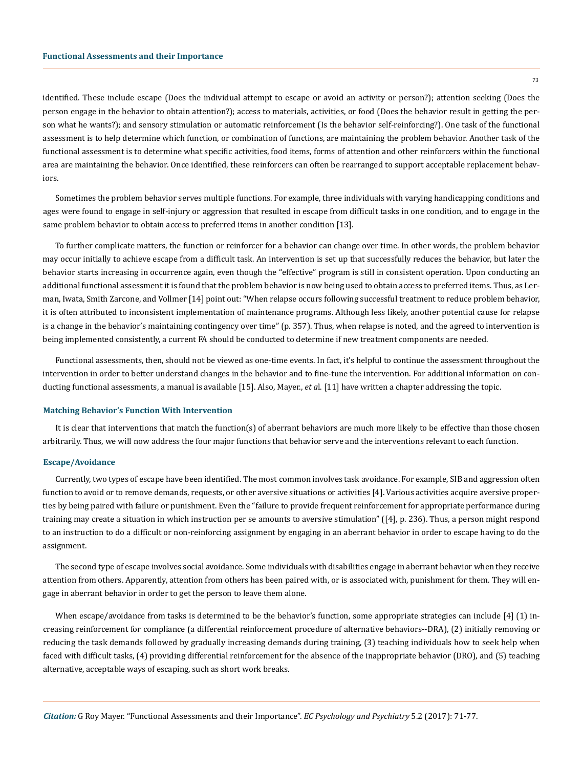identified. These include escape (Does the individual attempt to escape or avoid an activity or person?); attention seeking (Does the person engage in the behavior to obtain attention?); access to materials, activities, or food (Does the behavior result in getting the person what he wants?); and sensory stimulation or automatic reinforcement (Is the behavior self-reinforcing?). One task of the functional assessment is to help determine which function, or combination of functions, are maintaining the problem behavior. Another task of the functional assessment is to determine what specific activities, food items, forms of attention and other reinforcers within the functional area are maintaining the behavior. Once identified, these reinforcers can often be rearranged to support acceptable replacement behaviors.

Sometimes the problem behavior serves multiple functions. For example, three individuals with varying handicapping conditions and ages were found to engage in self-injury or aggression that resulted in escape from difficult tasks in one condition, and to engage in the same problem behavior to obtain access to preferred items in another condition [13].

To further complicate matters, the function or reinforcer for a behavior can change over time. In other words, the problem behavior may occur initially to achieve escape from a difficult task. An intervention is set up that successfully reduces the behavior, but later the behavior starts increasing in occurrence again, even though the "effective" program is still in consistent operation. Upon conducting an additional functional assessment it is found that the problem behavior is now being used to obtain access to preferred items. Thus, as Lerman, Iwata, Smith Zarcone, and Vollmer [14] point out: "When relapse occurs following successful treatment to reduce problem behavior, it is often attributed to inconsistent implementation of maintenance programs. Although less likely, another potential cause for relapse is a change in the behavior's maintaining contingency over time" (p. 357). Thus, when relapse is noted, and the agreed to intervention is being implemented consistently, a current FA should be conducted to determine if new treatment components are needed.

Functional assessments, then, should not be viewed as one-time events. In fact, it's helpful to continue the assessment throughout the intervention in order to better understand changes in the behavior and to fine-tune the intervention. For additional information on conducting functional assessments, a manual is available [15]. Also, Mayer., *et al*. [11] have written a chapter addressing the topic.

### Matching Behavior's Function With Intervention

It is clear that interventions that match the function(s) of aberrant behaviors are much more likely to be effective than those chosen arbitrarily. Thus, we will now address the four major functions that behavior serve and the interventions relevant to each function.

### Escape/Avoidance

Currently, two types of escape have been identified. The most common involves task avoidance. For example, SIB and aggression often function to avoid or to remove demands, requests, or other aversive situations or activities [4]. Various activities acquire aversive properties by being paired with failure or punishment. Even the "failure to provide frequent reinforcement for appropriate performance during training may create a situation in which instruction per se amounts to aversive stimulation" ([4], p. 236). Thus, a person might respond to an instruction to do a difficult or non-reinforcing assignment by engaging in an aberrant behavior in order to escape having to do the assignment.

The second type of escape involves social avoidance. Some individuals with disabilities engage in aberrant behavior when they receive attention from others. Apparently, attention from others has been paired with, or is associated with, punishment for them. They will engage in aberrant behavior in order to get the person to leave them alone.

When escape/avoidance from tasks is determined to be the behavior's function, some appropriate strategies can include [4] (1) increasing reinforcement for compliance (a differential reinforcement procedure of alternative behaviors--DRA), (2) initially removing or reducing the task demands followed by gradually increasing demands during training, (3) teaching individuals how to seek help when faced with difficult tasks, (4) providing differential reinforcement for the absence of the inappropriate behavior (DRO), and (5) teaching alternative, acceptable ways of escaping, such as short work breaks.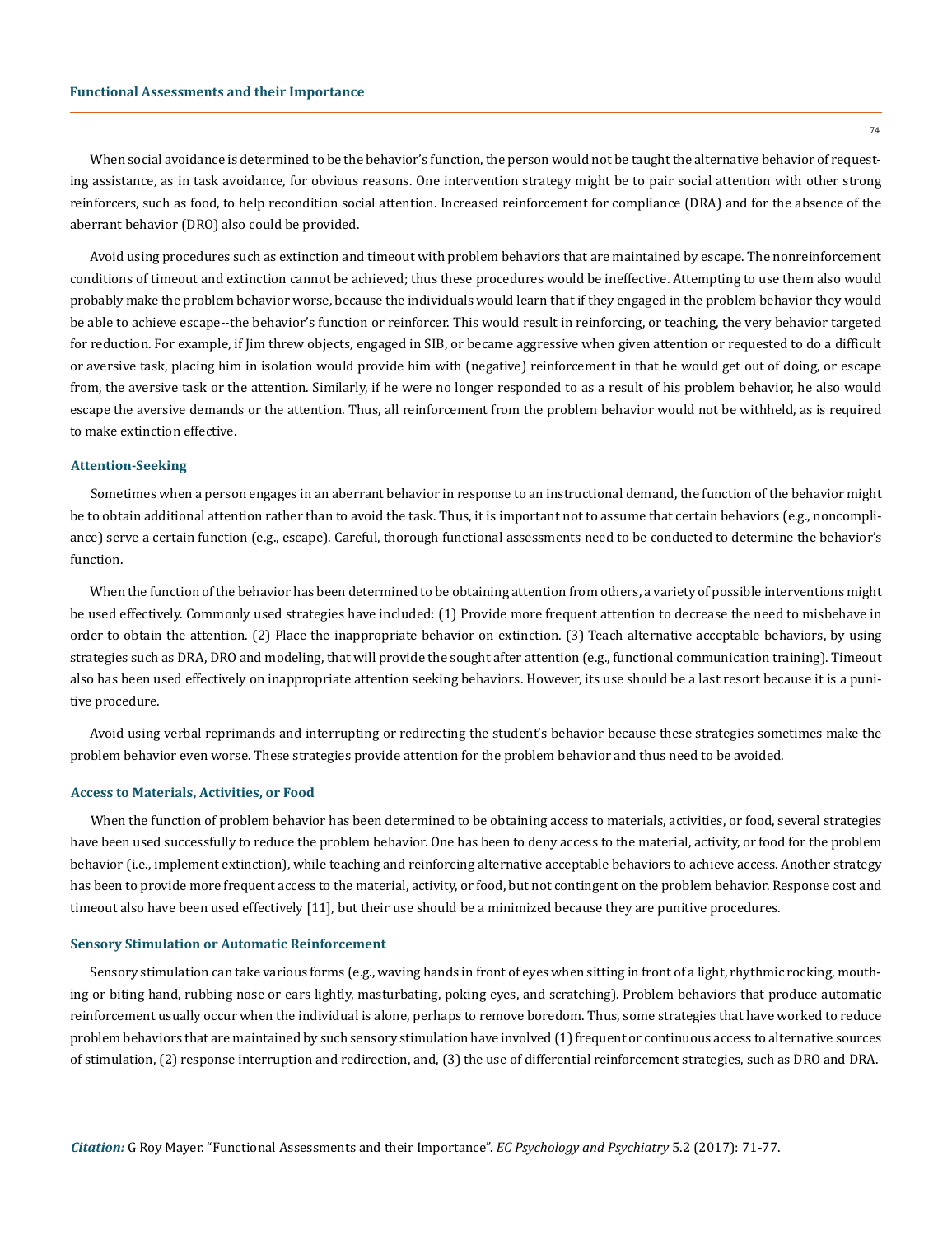When social avoidance is determined to be the behavior's function, the person would not be taught the alternative behavior of requesting assistance, as in task avoidance, for obvious reasons. One intervention strategy might be to pair social attention with other strong reinforcers, such as food, to help recondition social attention. Increased reinforcement for compliance (DRA) and for the absence of the aberrant behavior (DRO) also could be provided.

Avoid using procedures such as extinction and timeout with problem behaviors that are maintained by escape. The nonreinforcement conditions of timeout and extinction cannot be achieved; thus these procedures would be ineffective. Attempting to use them also would probably make the problem behavior worse, because the individuals would learn that if they engaged in the problem behavior they would be able to achieve escape--the behavior's function or reinforcer. This would result in reinforcing, or teaching, the very behavior targeted for reduction. For example, if Jim threw objects, engaged in SIB, or became aggressive when given attention or requested to do a difficult or aversive task, placing him in isolation would provide him with (negative) reinforcement in that he would get out of doing, or escape from, the aversive task or the attention. Similarly, if he were no longer responded to as a result of his problem behavior, he also would escape the aversive demands or the attention. Thus, all reinforcement from the problem behavior would not be withheld, as is required to make extinction effective.

### Attention-Seeking

Sometimes when a person engages in an aberrant behavior in response to an instructional demand, the function of the behavior might be to obtain additional attention rather than to avoid the task. Thus, it is important not to assume that certain behaviors (e.g., noncompliance) serve a certain function (e.g., escape). Careful, thorough functional assessments need to be conducted to determine the behavior's function.

When the function of the behavior has been determined to be obtaining attention from others, a variety of possible interventions might be used effectively. Commonly used strategies have included: (1) Provide more frequent attention to decrease the need to misbehave in order to obtain the attention. (2) Place the inappropriate behavior on extinction. (3) Teach alternative acceptable behaviors, by using strategies such as DRA, DRO and modeling, that will provide the sought after attention (e.g., functional communication training). Timeout also has been used effectively on inappropriate attention seeking behaviors. However, its use should be a last resort because it is a punitive procedure.

Avoid using verbal reprimands and interrupting or redirecting the student's behavior because these strategies sometimes make the problem behavior even worse. These strategies provide attention for the problem behavior and thus need to be avoided.

### Access to Materials, Activities, or Food

When the function of problem behavior has been determined to be obtaining access to materials, activities, or food, several strategies have been used successfully to reduce the problem behavior. One has been to deny access to the material, activity, or food for the problem behavior (i.e., implement extinction), while teaching and reinforcing alternative acceptable behaviors to achieve access. Another strategy has been to provide more frequent access to the material, activity, or food, but not contingent on the problem behavior. Response cost and timeout also have been used effectively [11], but their use should be a minimized because they are punitive procedures.

### Sensory Stimulation or Automatic Reinforcement

Sensory stimulation can take various forms (e.g., waving hands in front of eyes when sitting in front of a light, rhythmic rocking, mouthing or biting hand, rubbing nose or ears lightly, masturbating, poking eyes, and scratching). Problem behaviors that produce automatic reinforcement usually occur when the individual is alone, perhaps to remove boredom. Thus, some strategies that have worked to reduce problem behaviors that are maintained by such sensory stimulation have involved (1) frequent or continuous access to alternative sources of stimulation, (2) response interruption and redirection, and, (3) the use of differential reinforcement strategies, such as DRO and DRA.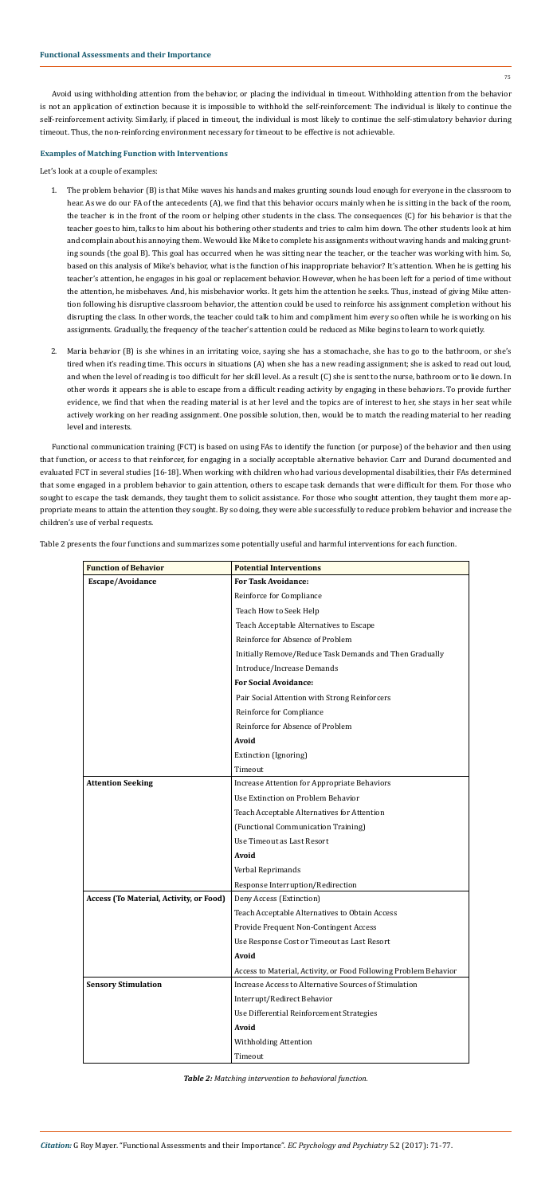Avoid using withholding attention from the behavior, or placing the individual in timeout. Withholding attention from the behavior is not an application of extinction because it is impossible to withhold the self-reinforcement: The individual is likely to continue the self-reinforcement activity. Similarly, if placed in timeout, the individual is most likely to continue the self-stimulatory behavior during timeout. Thus, the non-reinforcing environment necessary for timeout to be effective is not achievable.

### Examples of Matching Function with Interventions

Let's look at a couple of examples:

1. The problem behavior (B) is that Mike waves his hands and makes grunting sounds loud enough for everyone in the classroom to hear. As we do our FA of the antecedents (A), we find that this behavior occurs mainly when he is sitting in the back of the room, the teacher is in the front of the room or helping other students in the class. The consequences (C) for his behavior is that the teacher goes to him, talks to him about his bothering other students and tries to calm him down. The other students look at him and complain about his annoying them. We would like Mike to complete his assignments without waving hands and making grunting sounds (the goal B). This goal has occurred when he was sitting near the teacher, or the teacher was working with him. So, based on this analysis of Mike's behavior, what is the function of his inappropriate behavior? It's attention. When he is getting his teacher's attention, he engages in his goal or replacement behavior. However, when he has been left for a period of time without the attention, he misbehaves. And, his misbehavior works. It gets him the attention he seeks. Thus, instead of giving Mike attention following his disruptive classroom behavior, the attention could be used to reinforce his assignment completion without his disrupting the class. In other words, the teacher could talk to him and compliment him every so often while he is working on his assignments. Gradually, the frequency of the teacher's attention could be reduced as Mike begins to learn to work quietly.

2. Maria behavior (B) is she whines in an irritating voice, saying she has a stomachache, she has to go to the bathroom, or she's tired when it's reading time. This occurs in situations (A) when she has a new reading assignment; she is asked to read out loud, and when the level of reading is too difficult for her skill level. As a result (C) she is sent to the nurse, bathroom or to lie down. In other words it appears she is able to escape from a difficult reading activity by engaging in these behaviors. To provide further evidence, we find that when the reading material is at her level and the topics are of interest to her, she stays in her seat while actively working on her reading assignment. One possible solution, then, would be to match the reading material to her reading level and interests.

Functional communication training (FCT) is based on using FAs to identify the function (or purpose) of the behavior and then using that function, or access to that reinforcer, for engaging in a socially acceptable alternative behavior. Carr and Durand documented and evaluated FCT in several studies [16-18]. When working with children who had various developmental disabilities, their FAs determined that some engaged in a problem behavior to gain attention, others to escape task demands that were difficult for them. For those who sought to escape the task demands, they taught them to solicit assistance. For those who sought attention, they taught them more appropriate means to attain the attention they sought. By so doing, they were able successfully to reduce problem behavior and increase the children's use of verbal requests.

Table 2 presents the four functions and summarizes some potentially useful and harmful interventions for each function.

| Function of Behavior | Potential Interventions |
|---|---|
| **Escape/Avoidance** | **For Task Avoidance:** |
| | Reinforce for Compliance |
| | Teach How to Seek Help |
| | Teach Acceptable Alternatives to Escape |
| | Reinforce for Absence of Problem |
| | Initially Remove/Reduce Task Demands and Then Gradually |
| | Introduce/Increase Demands |
| | **For Social Avoidance:** |
| | Pair Social Attention with Strong Reinforcers |
| | Reinforce for Compliance |
| | Reinforce for Absence of Problem |
| | **Avoid** |
| | Extinction (Ignoring) |
| | Timeout |
| **Attention Seeking** | Increase Attention for Appropriate Behaviors |
| | Use Extinction on Problem Behavior |
| | Teach Acceptable Alternatives for Attention |
| | (Functional Communication Training) |
| | Use Timeout as Last Resort |
| | **Avoid** |
| | Verbal Reprimands |
| | Response Interruption/Redirection |
| **Access (To Material, Activity, or Food)** | Deny Access (Extinction) |
| | Teach Acceptable Alternatives to Obtain Access |
| | Provide Frequent Non-Contingent Access |
| | Use Response Cost or Timeout as Last Resort |
| | **Avoid** |
| | Access to Material, Activity, or Food Following Problem Behavior |
| **Sensory Stimulation** | Increase Access to Alternative Sources of Stimulation |
| | Interrupt/Redirect Behavior |
| | Use Differential Reinforcement Strategies |
| | **Avoid** |
| | Withholding Attention |
| | Timeout |

*Table 2: Matching intervention to behavioral function.*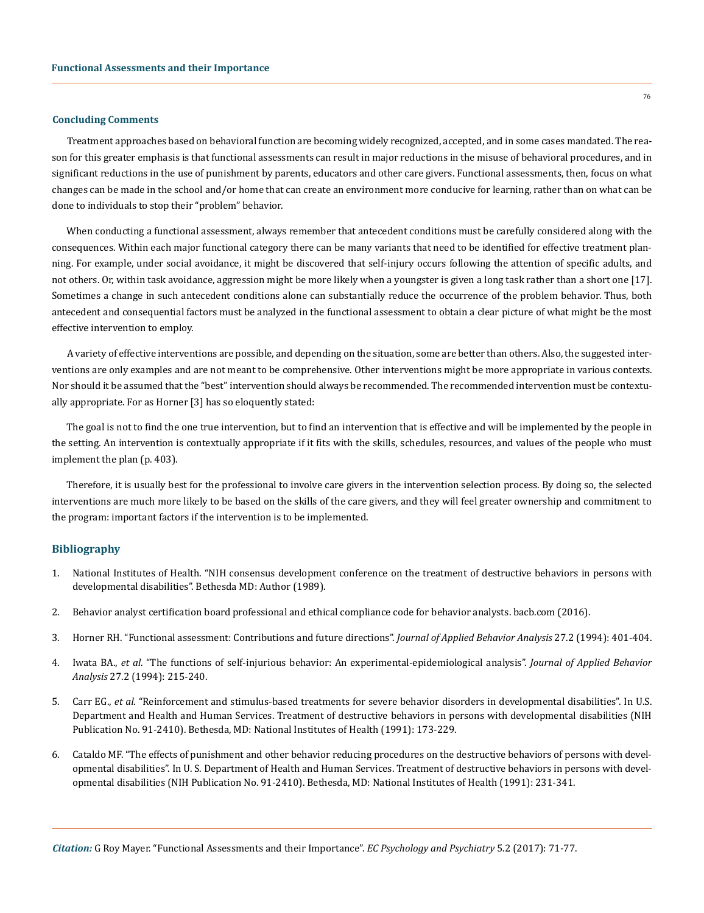### Concluding Comments

Treatment approaches based on behavioral function are becoming widely recognized, accepted, and in some cases mandated. The reason for this greater emphasis is that functional assessments can result in major reductions in the misuse of behavioral procedures, and in significant reductions in the use of punishment by parents, educators and other care givers. Functional assessments, then, focus on what changes can be made in the school and/or home that can create an environment more conducive for learning, rather than on what can be done to individuals to stop their "problem" behavior.

When conducting a functional assessment, always remember that antecedent conditions must be carefully considered along with the consequences. Within each major functional category there can be many variants that need to be identified for effective treatment planning. For example, under social avoidance, it might be discovered that self-injury occurs following the attention of specific adults, and not others. Or, within task avoidance, aggression might be more likely when a youngster is given a long task rather than a short one [17]. Sometimes a change in such antecedent conditions alone can substantially reduce the occurrence of the problem behavior. Thus, both antecedent and consequential factors must be analyzed in the functional assessment to obtain a clear picture of what might be the most effective intervention to employ.

A variety of effective interventions are possible, and depending on the situation, some are better than others. Also, the suggested interventions are only examples and are not meant to be comprehensive. Other interventions might be more appropriate in various contexts. Nor should it be assumed that the "best" intervention should always be recommended. The recommended intervention must be contextually appropriate. For as Horner [3] has so eloquently stated:

The goal is not to find the one true intervention, but to find an intervention that is effective and will be implemented by the people in the setting. An intervention is contextually appropriate if it fits with the skills, schedules, resources, and values of the people who must implement the plan (p. 403).

Therefore, it is usually best for the professional to involve care givers in the intervention selection process. By doing so, the selected interventions are much more likely to be based on the skills of the care givers, and they will feel greater ownership and commitment to the program: important factors if the intervention is to be implemented.

## Bibliography

1. National Institutes of Health. "NIH consensus development conference on the treatment of destructive behaviors in persons with developmental disabilities". Bethesda MD: Author (1989).
2. Behavior analyst certification board professional and ethical compliance code for behavior analysts. bacb.com (2016).
3. Horner RH. "Functional assessment: Contributions and future directions". *Journal of Applied Behavior Analysis* 27.2 (1994): 401-404.
4. Iwata BA., *et al*. "The functions of self-injurious behavior: An experimental-epidemiological analysis". *Journal of Applied Behavior Analysis* 27.2 (1994): 215-240.
5. Carr EG., *et al*. "Reinforcement and stimulus-based treatments for severe behavior disorders in developmental disabilities". In U.S. Department and Health and Human Services. Treatment of destructive behaviors in persons with developmental disabilities (NIH Publication No. 91-2410). Bethesda, MD: National Institutes of Health (1991): 173-229.
6. Cataldo MF. "The effects of punishment and other behavior reducing procedures on the destructive behaviors of persons with developmental disabilities". In U. S. Department of Health and Human Services. Treatment of destructive behaviors in persons with developmental disabilities (NIH Publication No. 91-2410). Bethesda, MD: National Institutes of Health (1991): 231-341.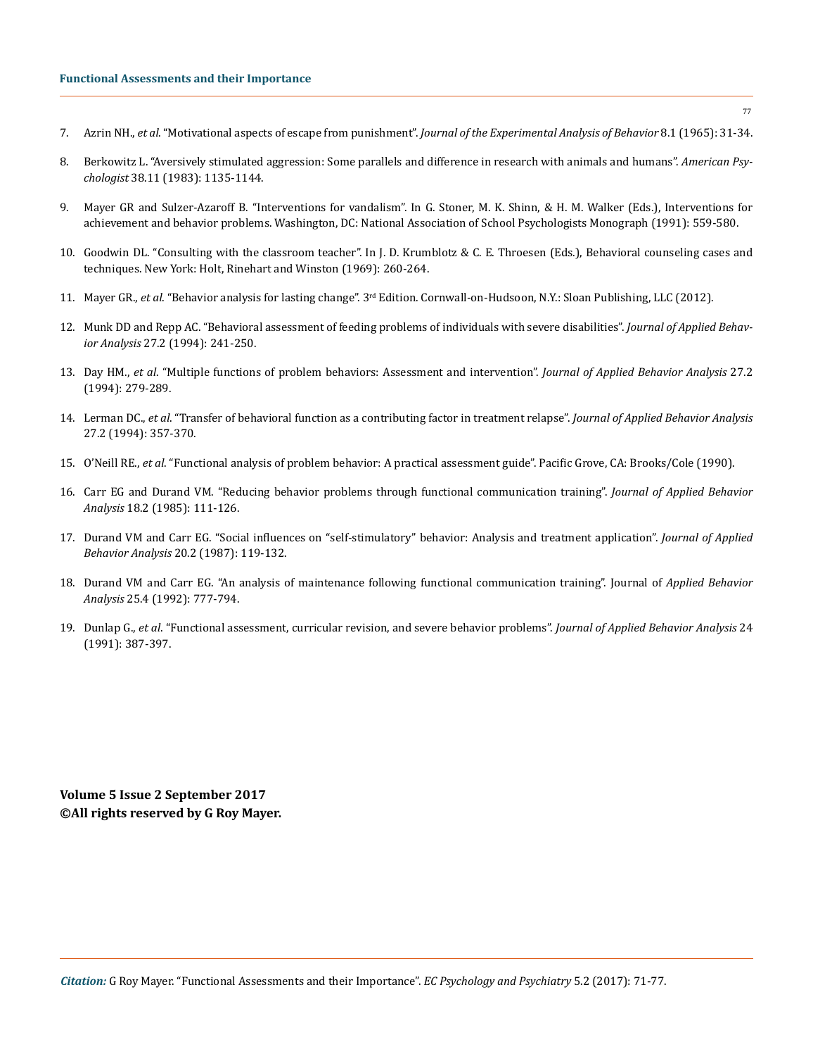7. Azrin NH., *et al*. "Motivational aspects of escape from punishment". *Journal of the Experimental Analysis of Behavior* 8.1 (1965): 31-34.

8. Berkowitz L. "Aversively stimulated aggression: Some parallels and difference in research with animals and humans". *American Psychologist* 38.11 (1983): 1135-1144.

9. Mayer GR and Sulzer-Azaroff B. "Interventions for vandalism". In G. Stoner, M. K. Shinn, & H. M. Walker (Eds.), Interventions for achievement and behavior problems. Washington, DC: National Association of School Psychologists Monograph (1991): 559-580.

10. Goodwin DL. "Consulting with the classroom teacher". In J. D. Krumblotz & C. E. Throesen (Eds.), Behavioral counseling cases and techniques. New York: Holt, Rinehart and Winston (1969): 260-264.

11. Mayer GR., *et al*. "Behavior analysis for lasting change". 3rd Edition. Cornwall-on-Hudsoon, N.Y.: Sloan Publishing, LLC (2012).

12. Munk DD and Repp AC. "Behavioral assessment of feeding problems of individuals with severe disabilities". *Journal of Applied Behavior Analysis* 27.2 (1994): 241-250.

13. Day HM., *et al*. "Multiple functions of problem behaviors: Assessment and intervention". *Journal of Applied Behavior Analysis* 27.2 (1994): 279-289.

14. Lerman DC., *et al*. "Transfer of behavioral function as a contributing factor in treatment relapse". *Journal of Applied Behavior Analysis* 27.2 (1994): 357-370.

15. O'Neill RE., *et al*. "Functional analysis of problem behavior: A practical assessment guide". Pacific Grove, CA: Brooks/Cole (1990).

16. Carr EG and Durand VM. "Reducing behavior problems through functional communication training". *Journal of Applied Behavior Analysis* 18.2 (1985): 111-126.

17. Durand VM and Carr EG. "Social influences on "self-stimulatory" behavior: Analysis and treatment application". *Journal of Applied Behavior Analysis* 20.2 (1987): 119-132.

18. Durand VM and Carr EG. "An analysis of maintenance following functional communication training". Journal of *Applied Behavior Analysis* 25.4 (1992): 777-794.

19. Dunlap G., *et al*. "Functional assessment, curricular revision, and severe behavior problems". *Journal of Applied Behavior Analysis* 24 (1991): 387-397.

**Volume 5 Issue 2 September 2017**
**©All rights reserved by G Roy Mayer.**